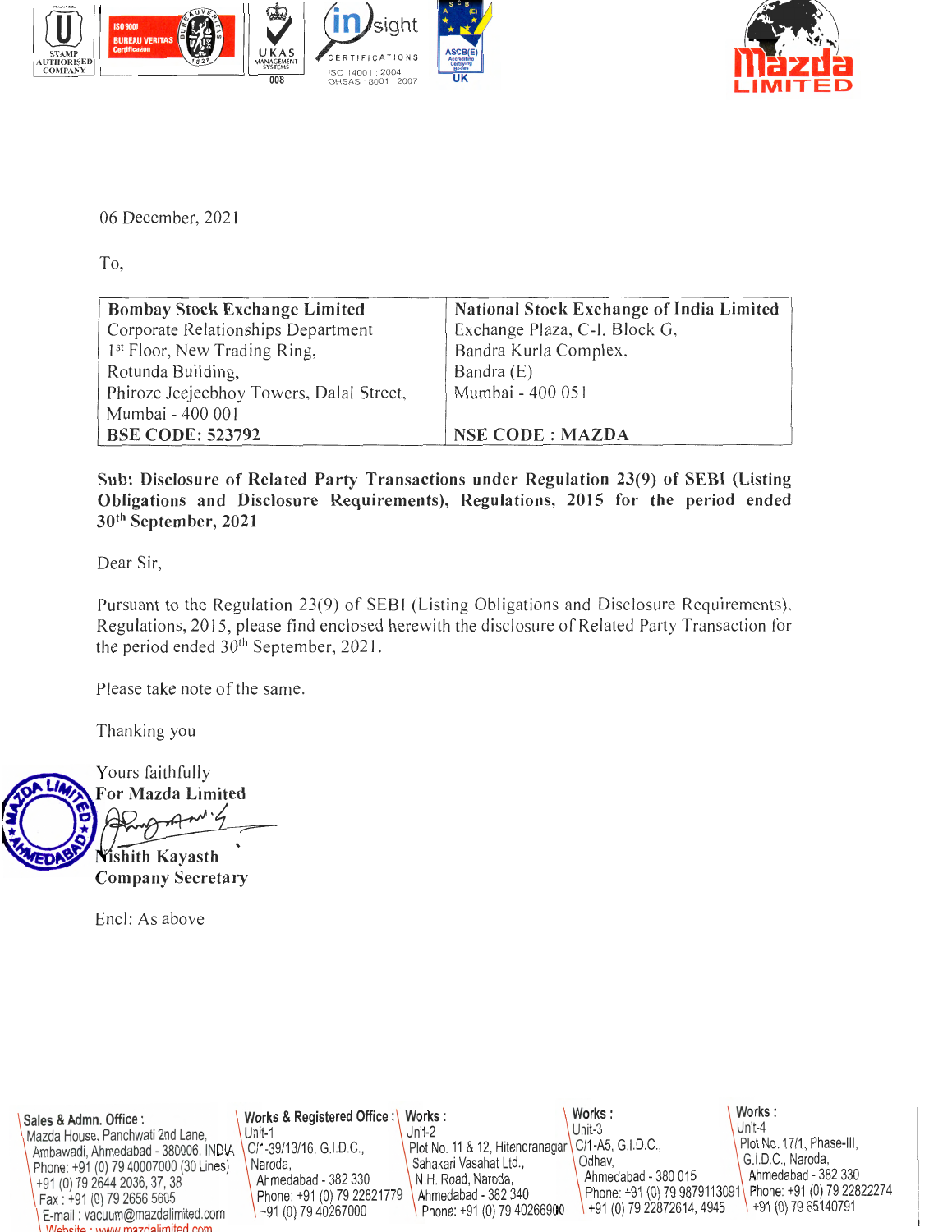06 December, 2021

To,

| Bombay Stock Exchange Limited | National Stock Exchange of India Limited |
|---|---|
| Corporate Relationships Department | Exchange Plaza, C-I, Block G, |
| 1st Floor, New Trading Ring, | Bandra Kurla Complex, |
| Rotunda Building, | Bandra (E) |
| Phiroze Jeejeebhoy Towers, Dalal Street, | Mumbai - 400 051 |
| Mumbai - 400 001 | |
| **BSE CODE: 523792** | **NSE CODE : MAZDA** |

**Sub: Disclosure of Related Party Transactions under Regulation 23(9) of SEBI (Listing Obligations and Disclosure Requirements), Regulations, 2015 for the period ended 30th September, 2021**

Dear Sir,

Pursuant to the Regulation 23(9) of SEBI (Listing Obligations and Disclosure Requirements), Regulations, 2015, please find enclosed herewith the disclosure of Related Party Transaction for the period ended 30th September, 2021.

Please take note of the same.

Thanking you

Yours faithfully
**For Mazda Limited**

**Nishith Kayasth**
**Company Secretary**

Encl: As above

**Sales & Admn. Office :** Mazda House, Panchwati 2nd Lane, Ambawadi, Ahmedabad - 380006. INDIA Phone: +91 (0) 79 40007000 (30 Lines) +91 (0) 79 2644 2036, 37, 38 Fax : +91 (0) 79 2656 5605 E-mail : vacuum@mazdalimited.com Website : www.mazdalimited.com

**Works & Registered Office :** Unit-1 C/1-39/13/16, G.I.D.C., Naroda, Ahmedabad - 382 330 Phone: +91 (0) 79 22821779 +91 (0) 79 40267000

**Works :** Unit-2 Plot No. 11 & 12, Hitendranagar Sahakari Vasahat Ltd., N.H. Road, Naroda, Ahmedabad - 382 340 Phone: +91 (0) 79 40266900

**Works :** Unit-3 C/1-A5, G.I.D.C., Odhav, Ahmedabad - 380 015 Phone: +91 (0) 79 9879113091 +91 (0) 79 22872614, 4945

**Works :** Unit-4 Plot No. 17/1, Phase-III, G.I.D.C., Naroda, Ahmedabad - 382 330 Phone: +91 (0) 79 22822274 +91 (0) 79 65140791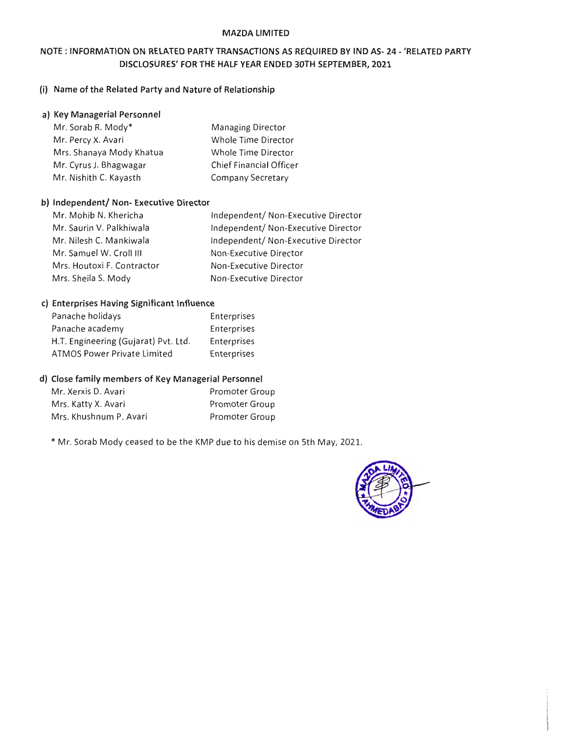MAZDA LIMITED

# NOTE : INFORMATION ON RELATED PARTY TRANSACTIONS AS REQUIRED BY IND AS- 24 - 'RELATED PARTY DISCLOSURES' FOR THE HALF YEAR ENDED 30TH SEPTEMBER, 2021

## (i) Name of the Related Party and Nature of Relationship

### a) Key Managerial Personnel

| | |
|---|---|
| Mr. Sorab R. Mody* | Managing Director |
| Mr. Percy X. Avari | Whole Time Director |
| Mrs. Shanaya Mody Khatua | Whole Time Director |
| Mr. Cyrus J. Bhagwagar | Chief Financial Officer |
| Mr. Nishith C. Kayasth | Company Secretary |

### b) Independent/ Non- Executive Director

| | |
|---|---|
| Mr. Mohib N. Khericha | Independent/ Non-Executive Director |
| Mr. Saurin V. Palkhiwala | Independent/ Non-Executive Director |
| Mr. Nilesh C. Mankiwala | Independent/ Non-Executive Director |
| Mr. Samuel W. Croll III | Non-Executive Director |
| Mrs. Houtoxi F. Contractor | Non-Executive Director |
| Mrs. Sheila S. Mody | Non-Executive Director |

### c) Enterprises Having Significant Influence

| | |
|---|---|
| Panache holidays | Enterprises |
| Panache academy | Enterprises |
| H.T. Engineering (Gujarat) Pvt. Ltd. | Enterprises |
| ATMOS Power Private Limited | Enterprises |

### d) Close family members of Key Managerial Personnel

| | |
|---|---|
| Mr. Xerxis D. Avari | Promoter Group |
| Mrs. Katty X. Avari | Promoter Group |
| Mrs. Khushnum P. Avari | Promoter Group |

* Mr. Sorab Mody ceased to be the KMP due to his demise on 5th May, 2021.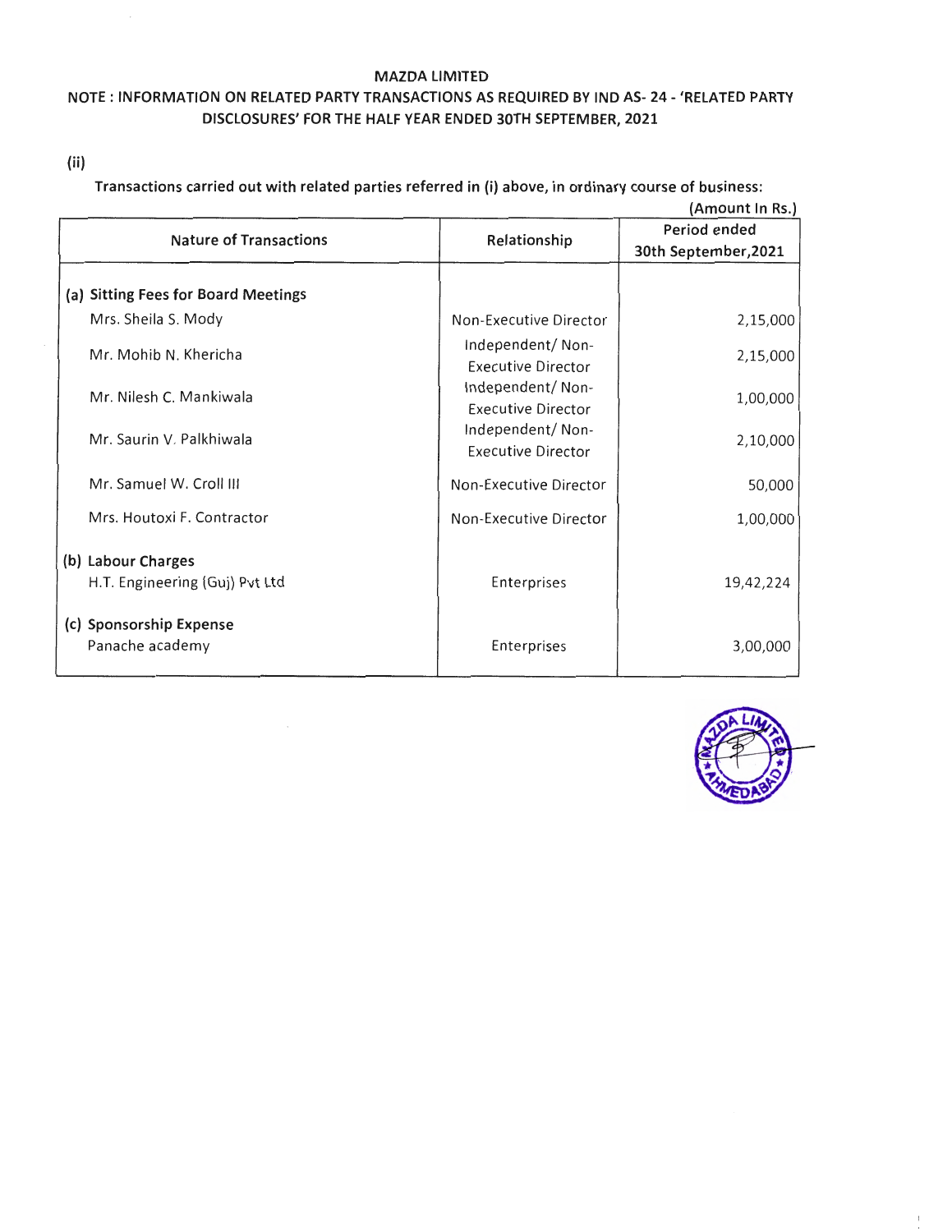# MAZDA LIMITED

## NOTE : INFORMATION ON RELATED PARTY TRANSACTIONS AS REQUIRED BY IND AS- 24 - 'RELATED PARTY DISCLOSURES' FOR THE HALF YEAR ENDED 30TH SEPTEMBER, 2021

(ii)

**Transactions carried out with related parties referred in (i) above, in ordinary course of business:**

(Amount In Rs.)

| Nature of Transactions | Relationship | Period ended 30th September,2021 |
|---|---|---|
| **(a) Sitting Fees for Board Meetings** | | |
| Mrs. Sheila S. Mody | Non-Executive Director | 2,15,000 |
| Mr. Mohib N. Khericha | Independent/ Non-Executive Director | 2,15,000 |
| Mr. Nilesh C. Mankiwala | Independent/ Non-Executive Director | 1,00,000 |
| Mr. Saurin V. Palkhiwala | Independent/ Non-Executive Director | 2,10,000 |
| Mr. Samuel W. Croll III | Non-Executive Director | 50,000 |
| Mrs. Houtoxi F. Contractor | Non-Executive Director | 1,00,000 |
| **(b) Labour Charges** | | |
| H.T. Engineering (Guj) Pvt Ltd | Enterprises | 19,42,224 |
| **(c) Sponsorship Expense** | | |
| Panache academy | Enterprises | 3,00,000 |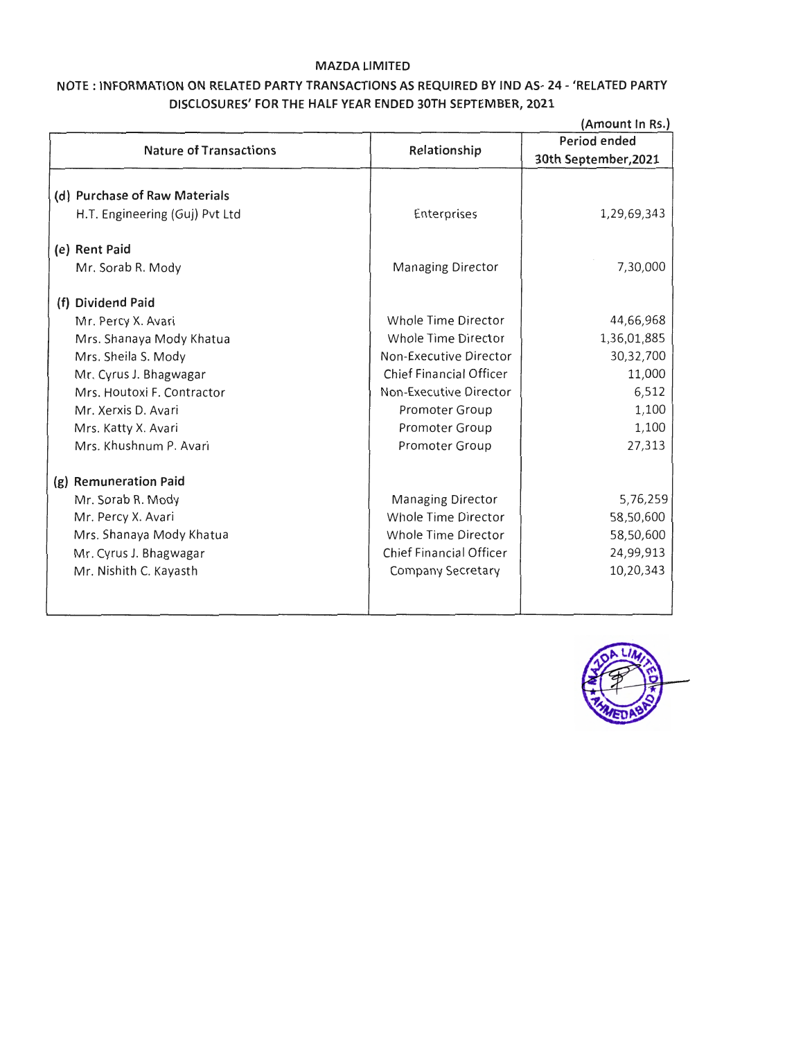MAZDA LIMITED

NOTE : INFORMATION ON RELATED PARTY TRANSACTIONS AS REQUIRED BY IND AS- 24 - 'RELATED PARTY DISCLOSURES' FOR THE HALF YEAR ENDED 30TH SEPTEMBER, 2021

(Amount In Rs.)

| Nature of Transactions | Relationship | Period ended 30th September,2021 |
|---|---|---|
| **(d) Purchase of Raw Materials** | | |
| H.T. Engineering (Guj) Pvt Ltd | Enterprises | 1,29,69,343 |
| **(e) Rent Paid** | | |
| Mr. Sorab R. Mody | Managing Director | 7,30,000 |
| **(f) Dividend Paid** | | |
| Mr. Percy X. Avari | Whole Time Director | 44,66,968 |
| Mrs. Shanaya Mody Khatua | Whole Time Director | 1,36,01,885 |
| Mrs. Sheila S. Mody | Non-Executive Director | 30,32,700 |
| Mr. Cyrus J. Bhagwagar | Chief Financial Officer | 11,000 |
| Mrs. Houtoxi F. Contractor | Non-Executive Director | 6,512 |
| Mr. Xerxis D. Avari | Promoter Group | 1,100 |
| Mrs. Katty X. Avari | Promoter Group | 1,100 |
| Mrs. Khushnum P. Avari | Promoter Group | 27,313 |
| **(g) Remuneration Paid** | | |
| Mr. Sorab R. Mody | Managing Director | 5,76,259 |
| Mr. Percy X. Avari | Whole Time Director | 58,50,600 |
| Mrs. Shanaya Mody Khatua | Whole Time Director | 58,50,600 |
| Mr. Cyrus J. Bhagwagar | Chief Financial Officer | 24,99,913 |
| Mr. Nishith C. Kayasth | Company Secretary | 10,20,343 |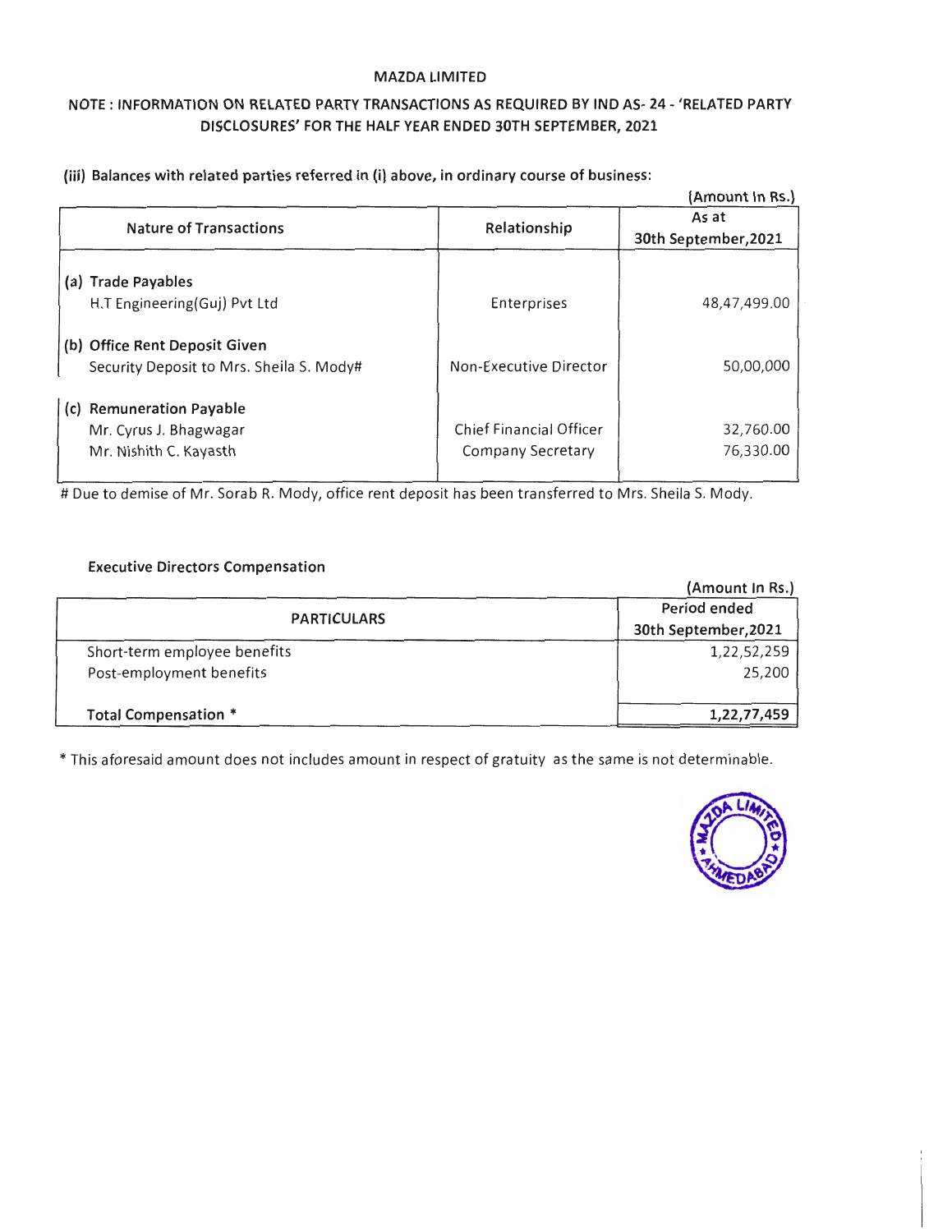## MAZDA LIMITED

### NOTE : INFORMATION ON RELATED PARTY TRANSACTIONS AS REQUIRED BY IND AS- 24 - 'RELATED PARTY DISCLOSURES' FOR THE HALF YEAR ENDED 30TH SEPTEMBER, 2021

**(iii) Balances with related parties referred in (i) above, in ordinary course of business:**

(Amount In Rs.)

| Nature of Transactions | Relationship | As at 30th September,2021 |
|---|---|---|
| **(a) Trade Payables** | | |
| H.T Engineering(Guj) Pvt Ltd | Enterprises | 48,47,499.00 |
| **(b) Office Rent Deposit Given** | | |
| Security Deposit to Mrs. Sheila S. Mody# | Non-Executive Director | 50,00,000 |
| **(c) Remuneration Payable** | | |
| Mr. Cyrus J. Bhagwagar | Chief Financial Officer | 32,760.00 |
| Mr. Nishith C. Kayasth | Company Secretary | 76,330.00 |

# Due to demise of Mr. Sorab R. Mody, office rent deposit has been transferred to Mrs. Sheila S. Mody.

**Executive Directors Compensation**

(Amount In Rs.)

| PARTICULARS | Period ended 30th September,2021 |
|---|---|
| Short-term employee benefits | 1,22,52,259 |
| Post-employment benefits | 25,200 |
| **Total Compensation *** | **1,22,77,459** |

* This aforesaid amount does not includes amount in respect of gratuity as the same is not determinable.